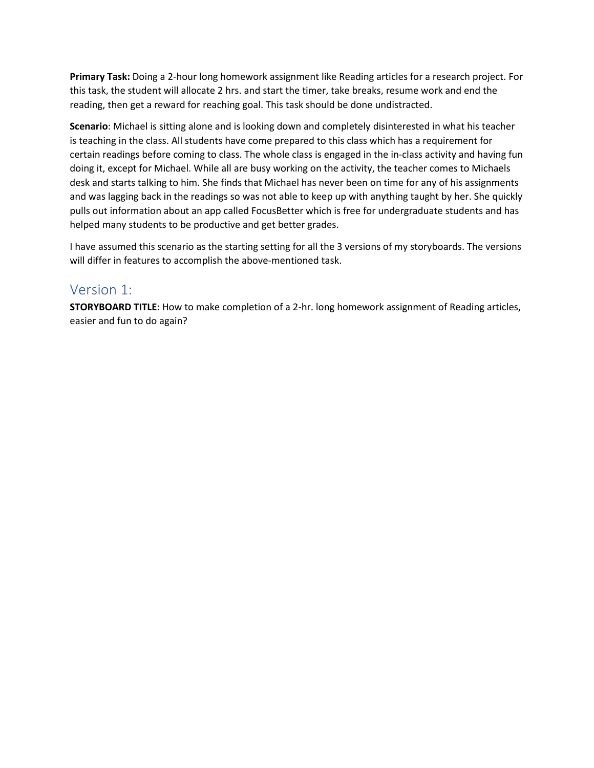**Primary Task:** Doing a 2-hour long homework assignment like Reading articles for a research project. For this task, the student will allocate 2 hrs. and start the timer, take breaks, resume work and end the reading, then get a reward for reaching goal. This task should be done undistracted.

**Scenario**: Michael is sitting alone and is looking down and completely disinterested in what his teacher is teaching in the class. All students have come prepared to this class which has a requirement for certain readings before coming to class. The whole class is engaged in the in-class activity and having fun doing it, except for Michael. While all are busy working on the activity, the teacher comes to Michaels desk and starts talking to him. She finds that Michael has never been on time for any of his assignments and was lagging back in the readings so was not able to keep up with anything taught by her. She quickly pulls out information about an app called FocusBetter which is free for undergraduate students and has helped many students to be productive and get better grades.

I have assumed this scenario as the starting setting for all the 3 versions of my storyboards. The versions will differ in features to accomplish the above-mentioned task.

## Version 1:

**STORYBOARD TITLE**: How to make completion of a 2-hr. long homework assignment of Reading articles, easier and fun to do again?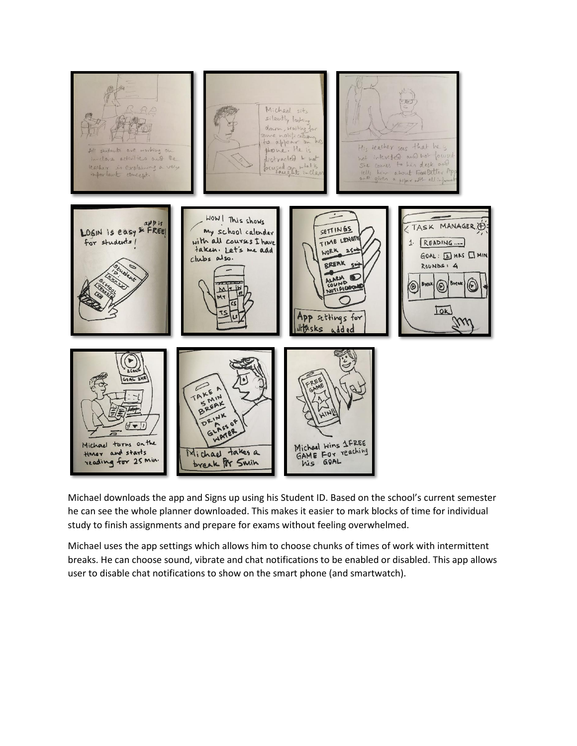Michael downloads the app and Signs up using his Student ID. Based on the school's current semester he can see the whole planner downloaded. This makes it easier to mark blocks of time for individual study to finish assignments and prepare for exams without feeling overwhelmed.

Michael uses the app settings which allows him to choose chunks of times of work with intermittent breaks. He can choose sound, vibrate and chat notifications to be enabled or disabled. This app allows user to disable chat notifications to show on the smart phone (and smartwatch).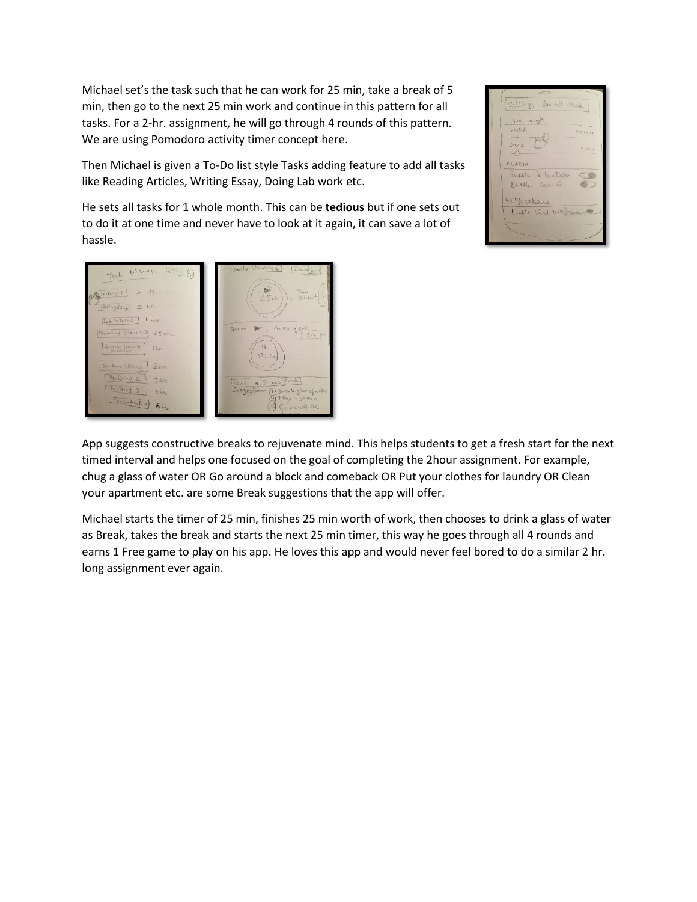Michael set's the task such that he can work for 25 min, take a break of 5 min, then go to the next 25 min work and continue in this pattern for all tasks. For a 2-hr. assignment, he will go through 4 rounds of this pattern. We are using Pomodoro activity timer concept here.

Then Michael is given a To-Do list style Tasks adding feature to add all tasks like Reading Articles, Writing Essay, Doing Lab work etc.

He sets all tasks for 1 whole month. This can be **tedious** but if one sets out to do it at one time and never have to look at it again, it can save a lot of hassle.

App suggests constructive breaks to rejuvenate mind. This helps students to get a fresh start for the next timed interval and helps one focused on the goal of completing the 2hour assignment. For example, chug a glass of water OR Go around a block and comeback OR Put your clothes for laundry OR Clean your apartment etc. are some Break suggestions that the app will offer.

Michael starts the timer of 25 min, finishes 25 min worth of work, then chooses to drink a glass of water as Break, takes the break and starts the next 25 min timer, this way he goes through all 4 rounds and earns 1 Free game to play on his app. He loves this app and would never feel bored to do a similar 2 hr. long assignment ever again.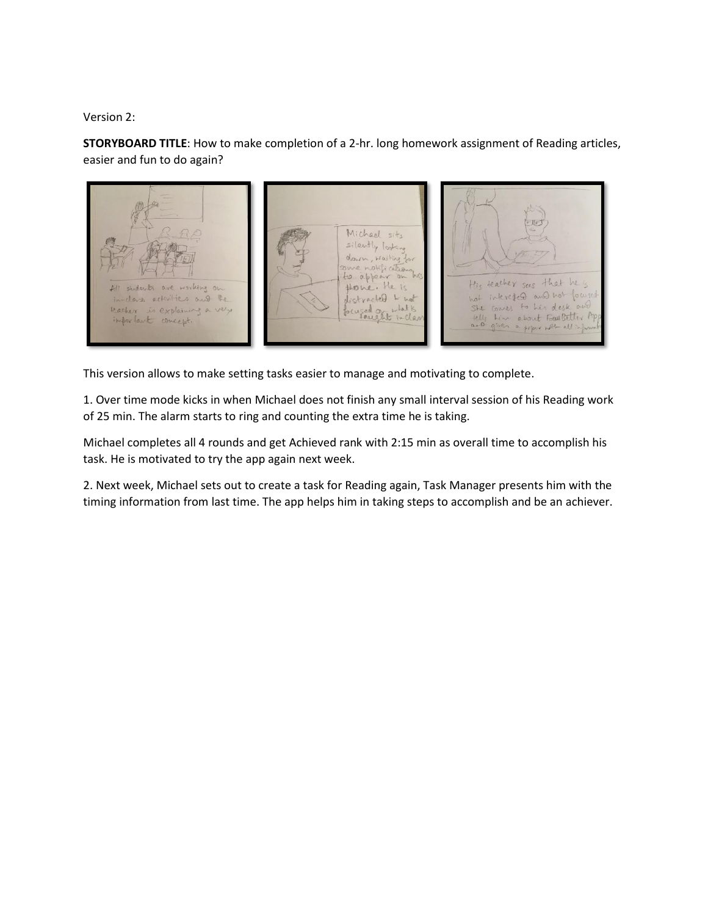Version 2:

**STORYBOARD TITLE**: How to make completion of a 2-hr. long homework assignment of Reading articles, easier and fun to do again?

This version allows to make setting tasks easier to manage and motivating to complete.

1. Over time mode kicks in when Michael does not finish any small interval session of his Reading work of 25 min. The alarm starts to ring and counting the extra time he is taking.

Michael completes all 4 rounds and get Achieved rank with 2:15 min as overall time to accomplish his task. He is motivated to try the app again next week.

2. Next week, Michael sets out to create a task for Reading again, Task Manager presents him with the timing information from last time. The app helps him in taking steps to accomplish and be an achiever.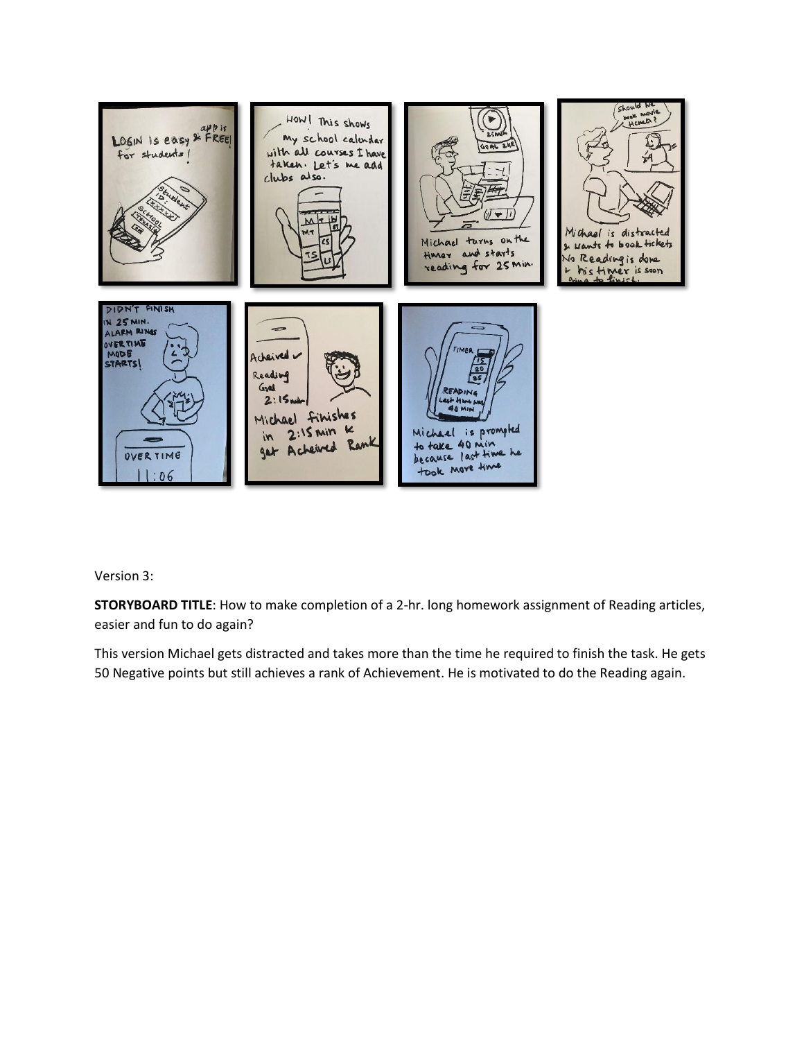Version 3:

**STORYBOARD TITLE**: How to make completion of a 2-hr. long homework assignment of Reading articles, easier and fun to do again?

This version Michael gets distracted and takes more than the time he required to finish the task. He gets 50 Negative points but still achieves a rank of Achievement. He is motivated to do the Reading again.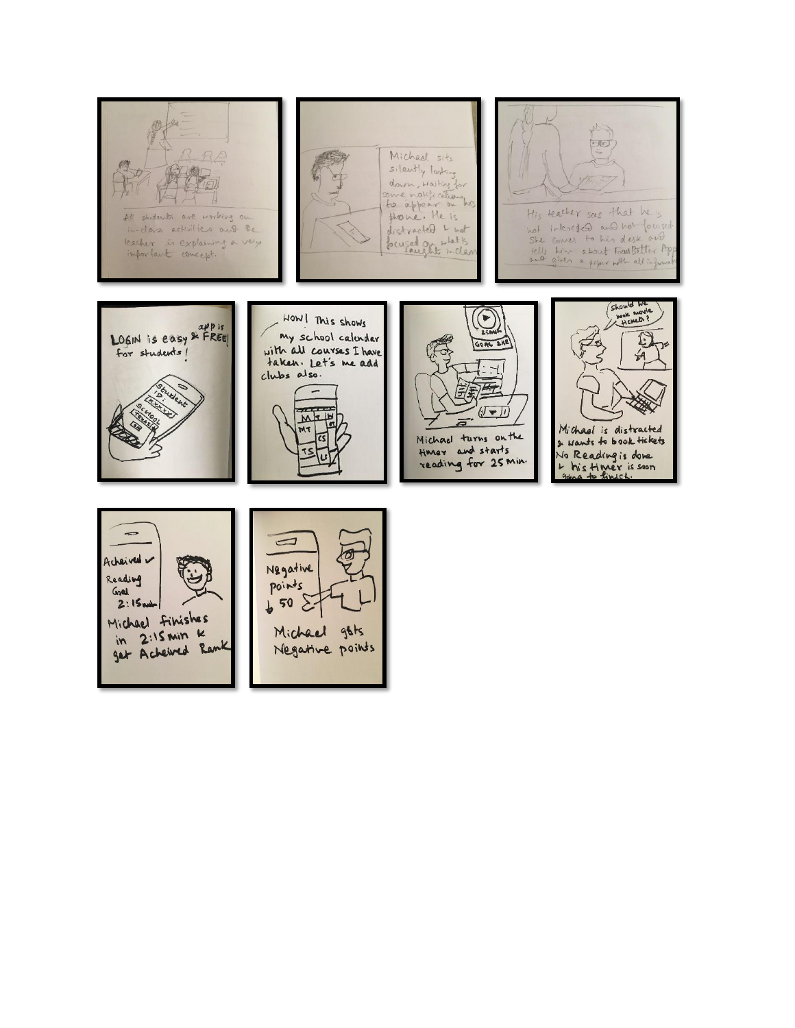All students are working on in-class activities and the teacher is explaining a very important concept.

Michael sits silently looking down, waiting for some notifications to appear on his phone. He is distracted & not focused on what is taught in class

His teacher sees that he is not interested and not focused. She comes to his desk and tells him about FocusBetter App and gives a paper with all information

LOGIN is easy & app is FREE! for students!

Student ID: XX-XX

SCHOOL

TEXAS

WOW! This shows my school calender with all courses I have taken. Let's me add clubs also.

M T W

MT

CS

TS

LI

25 min

Goal 2 hr

Michael turns on the timer and starts reading for 25 min.

Should we book movie tickets?

Michael is distracted & wants to book tickets No Reading is done & his timer is soon going to finish.

Acheived ✓

Reading Goal 2:15 min

Michael finishes in 2:15 min & get Acheived Rank

Negative points ↓ 50

Michael gets Negative points